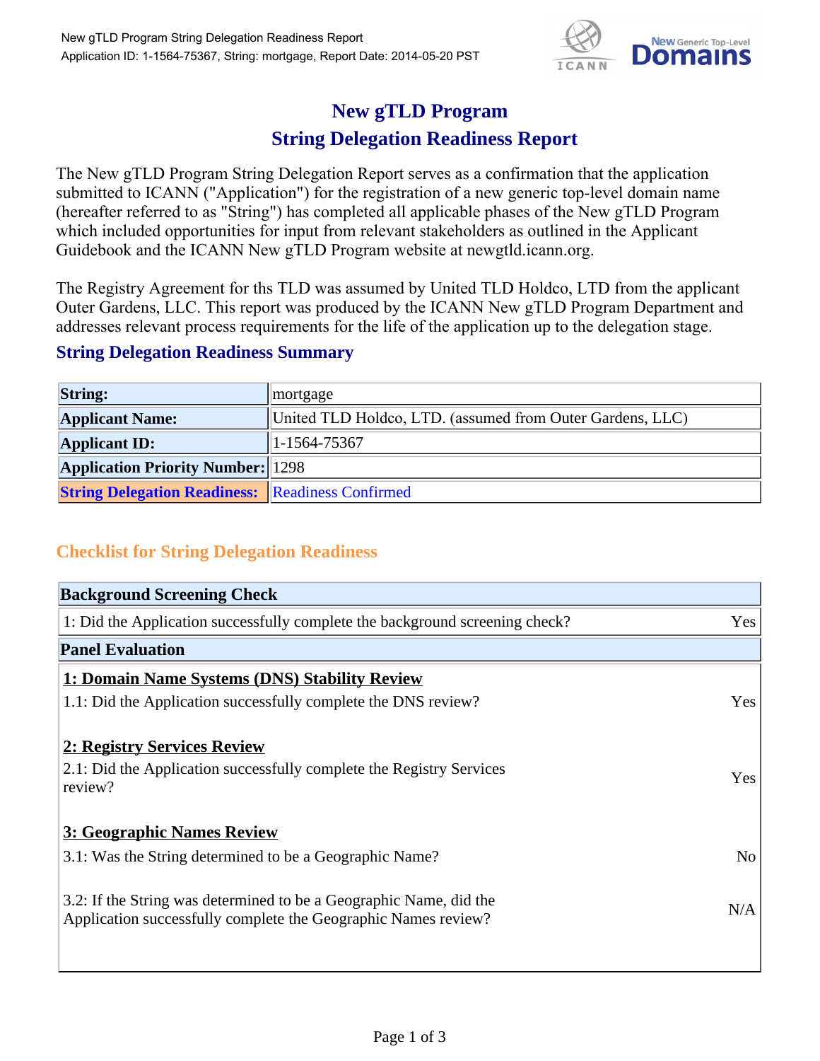# New gTLD Program
# String Delegation Readiness Report

The New gTLD Program String Delegation Report serves as a confirmation that the application submitted to ICANN ("Application") for the registration of a new generic top-level domain name (hereafter referred to as "String") has completed all applicable phases of the New gTLD Program which included opportunities for input from relevant stakeholders as outlined in the Applicant Guidebook and the ICANN New gTLD Program website at newgtld.icann.org.

The Registry Agreement for ths TLD was assumed by United TLD Holdco, LTD from the applicant Outer Gardens, LLC. This report was produced by the ICANN New gTLD Program Department and addresses relevant process requirements for the life of the application up to the delegation stage.

## String Delegation Readiness Summary

| | |
|---|---|
| **String:** | mortgage |
| **Applicant Name:** | United TLD Holdco, LTD. (assumed from Outer Gardens, LLC) |
| **Applicant ID:** | 1-1564-75367 |
| **Application Priority Number:** | 1298 |
| **String Delegation Readiness:** | Readiness Confirmed |

## Checklist for String Delegation Readiness

| **Background Screening Check** | |
|---|---|
| 1: Did the Application successfully complete the background screening check? | Yes |

| **Panel Evaluation** | |
|---|---|
| **1: Domain Name Systems (DNS) Stability Review** | |
| 1.1: Did the Application successfully complete the DNS review? | Yes |
| **2: Registry Services Review** | |
| 2.1: Did the Application successfully complete the Registry Services review? | Yes |
| **3: Geographic Names Review** | |
| 3.1: Was the String determined to be a Geographic Name? | No |
| 3.2: If the String was determined to be a Geographic Name, did the Application successfully complete the Geographic Names review? | N/A |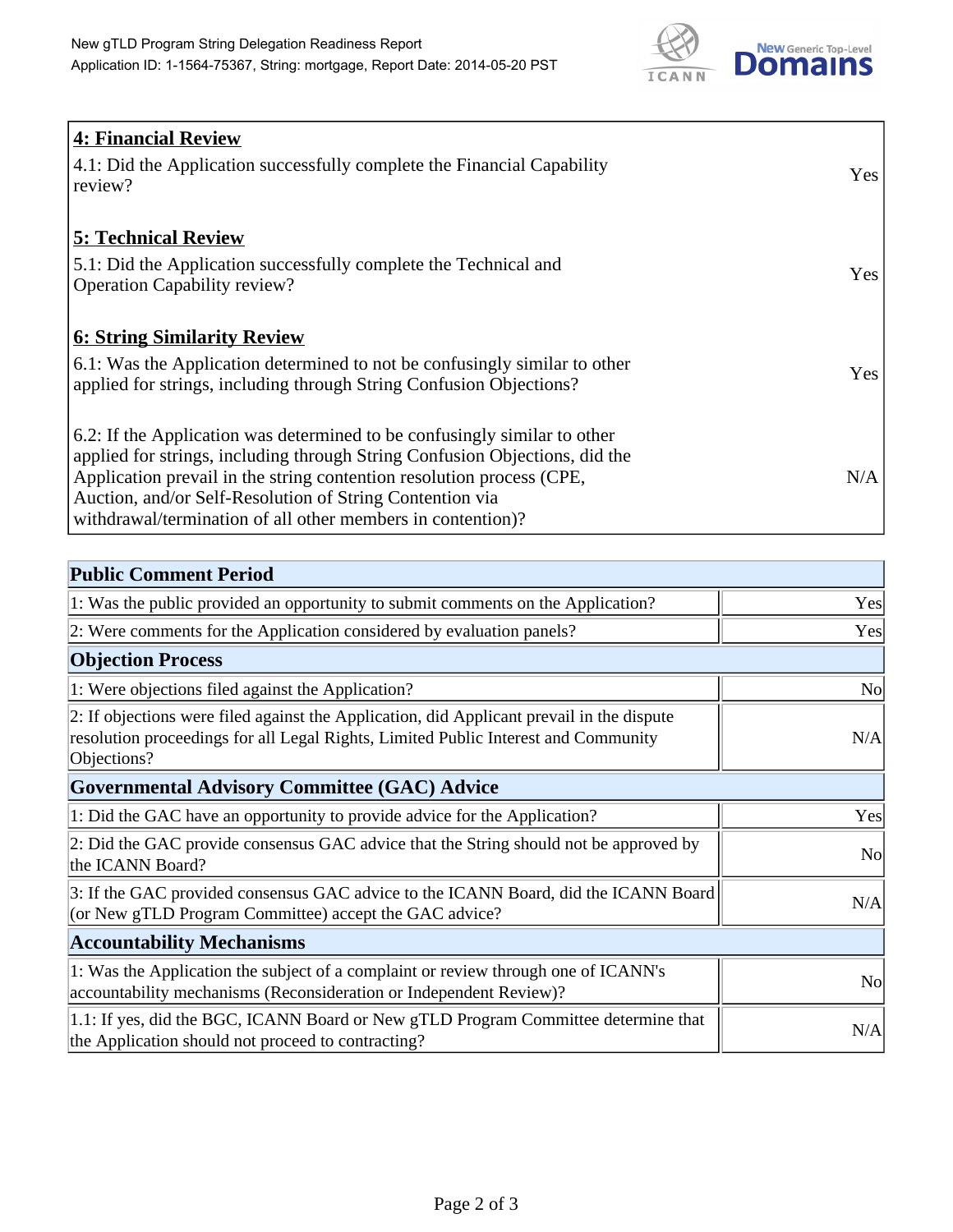| **4: Financial Review** | |
|---|---|
| 4.1: Did the Application successfully complete the Financial Capability review? | Yes |
| **5: Technical Review** | |
| 5.1: Did the Application successfully complete the Technical and Operation Capability review? | Yes |
| **6: String Similarity Review** | |
| 6.1: Was the Application determined to not be confusingly similar to other applied for strings, including through String Confusion Objections? | Yes |
| 6.2: If the Application was determined to be confusingly similar to other applied for strings, including through String Confusion Objections, did the Application prevail in the string contention resolution process (CPE, Auction, and/or Self-Resolution of String Contention via withdrawal/termination of all other members in contention)? | N/A |

| **Public Comment Period** | |
|---|---|
| 1: Was the public provided an opportunity to submit comments on the Application? | Yes |
| 2: Were comments for the Application considered by evaluation panels? | Yes |
| **Objection Process** | |
| 1: Were objections filed against the Application? | No |
| 2: If objections were filed against the Application, did Applicant prevail in the dispute resolution proceedings for all Legal Rights, Limited Public Interest and Community Objections? | N/A |
| **Governmental Advisory Committee (GAC) Advice** | |
| 1: Did the GAC have an opportunity to provide advice for the Application? | Yes |
| 2: Did the GAC provide consensus GAC advice that the String should not be approved by the ICANN Board? | No |
| 3: If the GAC provided consensus GAC advice to the ICANN Board, did the ICANN Board (or New gTLD Program Committee) accept the GAC advice? | N/A |
| **Accountability Mechanisms** | |
| 1: Was the Application the subject of a complaint or review through one of ICANN's accountability mechanisms (Reconsideration or Independent Review)? | No |
| 1.1: If yes, did the BGC, ICANN Board or New gTLD Program Committee determine that the Application should not proceed to contracting? | N/A |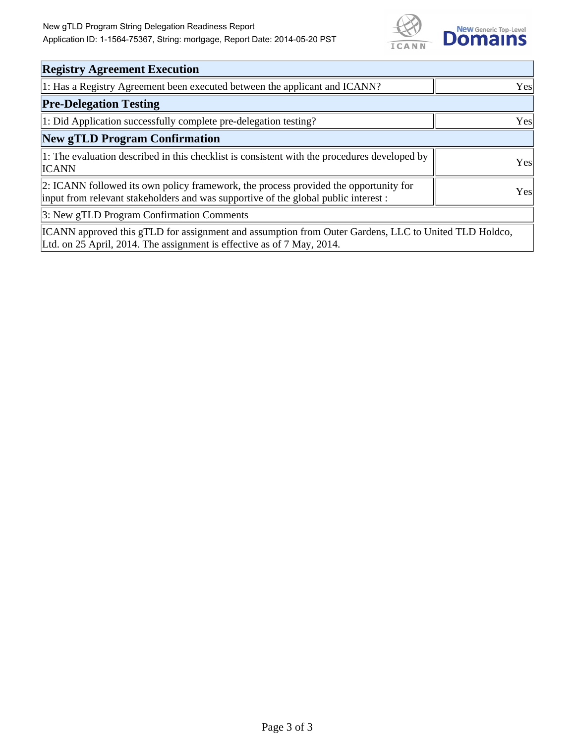## Registry Agreement Execution

| | |
|---|---|
| 1: Has a Registry Agreement been executed between the applicant and ICANN? | Yes |

## Pre-Delegation Testing

| | |
|---|---|
| 1: Did Application successfully complete pre-delegation testing? | Yes |

## New gTLD Program Confirmation

| | |
|---|---|
| 1: The evaluation described in this checklist is consistent with the procedures developed by ICANN | Yes |
| 2: ICANN followed its own policy framework, the process provided the opportunity for input from relevant stakeholders and was supportive of the global public interest : | Yes |

3: New gTLD Program Confirmation Comments

ICANN approved this gTLD for assignment and assumption from Outer Gardens, LLC to United TLD Holdco, Ltd. on 25 April, 2014. The assignment is effective as of 7 May, 2014.